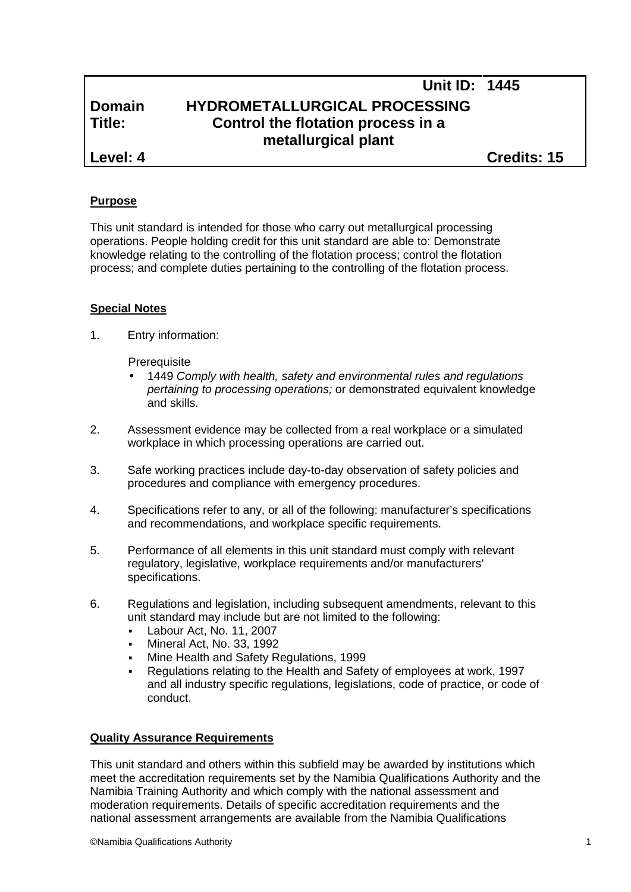| | Unit ID: | 1445 |
|---|---|---|
| **Domain** | **HYDROMETALLURGICAL PROCESSING** | |
| **Title:** | **Control the flotation process in a metallurgical plant** | |
| **Level: 4** | | **Credits: 15** |

## Purpose

This unit standard is intended for those who carry out metallurgical processing operations. People holding credit for this unit standard are able to: Demonstrate knowledge relating to the controlling of the flotation process; control the flotation process; and complete duties pertaining to the controlling of the flotation process.

## Special Notes

1. Entry information:

   Prerequisite
   - 1449 *Comply with health, safety and environmental rules and regulations pertaining to processing operations;* or demonstrated equivalent knowledge and skills.

2. Assessment evidence may be collected from a real workplace or a simulated workplace in which processing operations are carried out.

3. Safe working practices include day-to-day observation of safety policies and procedures and compliance with emergency procedures.

4. Specifications refer to any, or all of the following: manufacturer's specifications and recommendations, and workplace specific requirements.

5. Performance of all elements in this unit standard must comply with relevant regulatory, legislative, workplace requirements and/or manufacturers' specifications.

6. Regulations and legislation, including subsequent amendments, relevant to this unit standard may include but are not limited to the following:
   - Labour Act, No. 11, 2007
   - Mineral Act, No. 33, 1992
   - Mine Health and Safety Regulations, 1999
   - Regulations relating to the Health and Safety of employees at work, 1997 and all industry specific regulations, legislations, code of practice, or code of conduct.

## Quality Assurance Requirements

This unit standard and others within this subfield may be awarded by institutions which meet the accreditation requirements set by the Namibia Qualifications Authority and the Namibia Training Authority and which comply with the national assessment and moderation requirements. Details of specific accreditation requirements and the national assessment arrangements are available from the Namibia Qualifications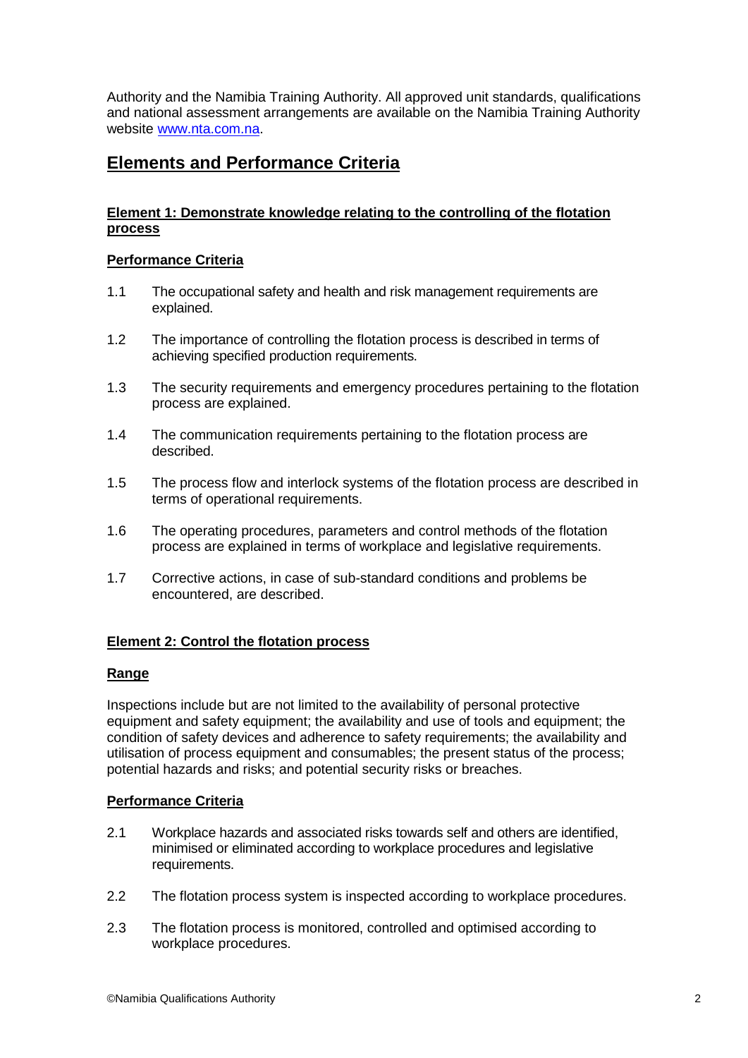Authority and the Namibia Training Authority. All approved unit standards, qualifications and national assessment arrangements are available on the Namibia Training Authority website [www.nta.com.na](http://www.nta.com.na).

## Elements and Performance Criteria

### Element 1: Demonstrate knowledge relating to the controlling of the flotation process

#### Performance Criteria

1.1 The occupational safety and health and risk management requirements are explained.

1.2 The importance of controlling the flotation process is described in terms of achieving specified production requirements.

1.3 The security requirements and emergency procedures pertaining to the flotation process are explained.

1.4 The communication requirements pertaining to the flotation process are described.

1.5 The process flow and interlock systems of the flotation process are described in terms of operational requirements.

1.6 The operating procedures, parameters and control methods of the flotation process are explained in terms of workplace and legislative requirements.

1.7 Corrective actions, in case of sub-standard conditions and problems be encountered, are described.

### Element 2: Control the flotation process

#### Range

Inspections include but are not limited to the availability of personal protective equipment and safety equipment; the availability and use of tools and equipment; the condition of safety devices and adherence to safety requirements; the availability and utilisation of process equipment and consumables; the present status of the process; potential hazards and risks; and potential security risks or breaches.

#### Performance Criteria

2.1 Workplace hazards and associated risks towards self and others are identified, minimised or eliminated according to workplace procedures and legislative requirements.

2.2 The flotation process system is inspected according to workplace procedures.

2.3 The flotation process is monitored, controlled and optimised according to workplace procedures.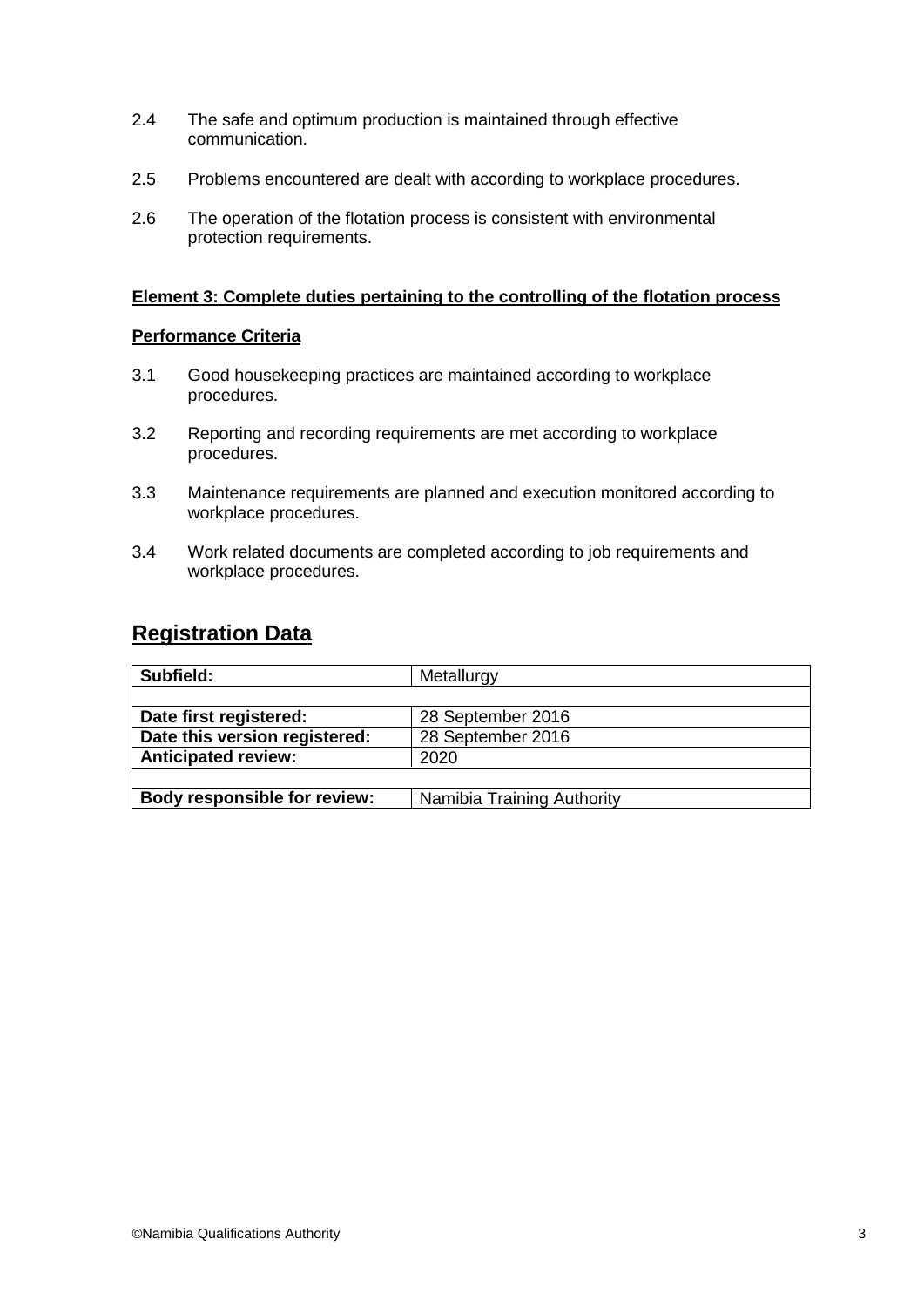2.4 The safe and optimum production is maintained through effective communication.

2.5 Problems encountered are dealt with according to workplace procedures.

2.6 The operation of the flotation process is consistent with environmental protection requirements.

**Element 3: Complete duties pertaining to the controlling of the flotation process**

**Performance Criteria**

3.1 Good housekeeping practices are maintained according to workplace procedures.

3.2 Reporting and recording requirements are met according to workplace procedures.

3.3 Maintenance requirements are planned and execution monitored according to workplace procedures.

3.4 Work related documents are completed according to job requirements and workplace procedures.

## Registration Data

| | |
|---|---|
| **Subfield:** | Metallurgy |
| | |
| **Date first registered:** | 28 September 2016 |
| **Date this version registered:** | 28 September 2016 |
| **Anticipated review:** | 2020 |
| | |
| **Body responsible for review:** | Namibia Training Authority |

©Namibia Qualifications Authority